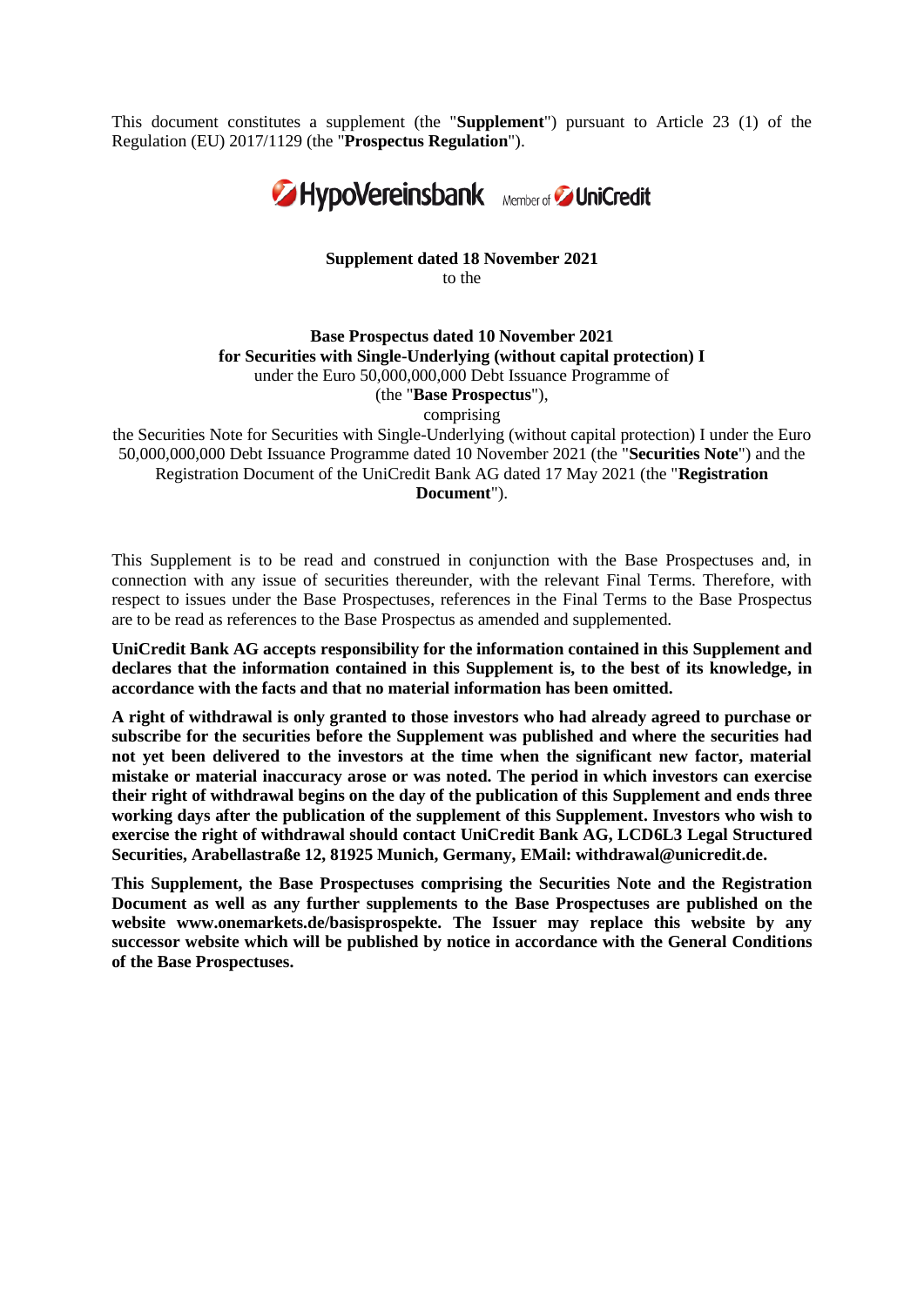This document constitutes a supplement (the "**Supplement**") pursuant to Article 23 (1) of the Regulation (EU) 2017/1129 (the "**Prospectus Regulation**").

HypoVereinsbank Member of UniCredit

**Supplement dated 18 November 2021**
to the

**Base Prospectus dated 10 November 2021**
**for Securities with Single-Underlying (without capital protection) I**
under the Euro 50,000,000,000 Debt Issuance Programme of
(the "**Base Prospectus**"),
comprising
the Securities Note for Securities with Single-Underlying (without capital protection) I under the Euro 50,000,000,000 Debt Issuance Programme dated 10 November 2021 (the "**Securities Note**") and the Registration Document of the UniCredit Bank AG dated 17 May 2021 (the "**Registration Document**").

This Supplement is to be read and construed in conjunction with the Base Prospectuses and, in connection with any issue of securities thereunder, with the relevant Final Terms. Therefore, with respect to issues under the Base Prospectuses, references in the Final Terms to the Base Prospectus are to be read as references to the Base Prospectus as amended and supplemented.

**UniCredit Bank AG accepts responsibility for the information contained in this Supplement and declares that the information contained in this Supplement is, to the best of its knowledge, in accordance with the facts and that no material information has been omitted.**

**A right of withdrawal is only granted to those investors who had already agreed to purchase or subscribe for the securities before the Supplement was published and where the securities had not yet been delivered to the investors at the time when the significant new factor, material mistake or material inaccuracy arose or was noted. The period in which investors can exercise their right of withdrawal begins on the day of the publication of this Supplement and ends three working days after the publication of the supplement of this Supplement. Investors who wish to exercise the right of withdrawal should contact UniCredit Bank AG, LCD6L3 Legal Structured Securities, Arabellastraße 12, 81925 Munich, Germany, EMail: withdrawal@unicredit.de.**

**This Supplement, the Base Prospectuses comprising the Securities Note and the Registration Document as well as any further supplements to the Base Prospectuses are published on the website www.onemarkets.de/basisprospekte. The Issuer may replace this website by any successor website which will be published by notice in accordance with the General Conditions of the Base Prospectuses.**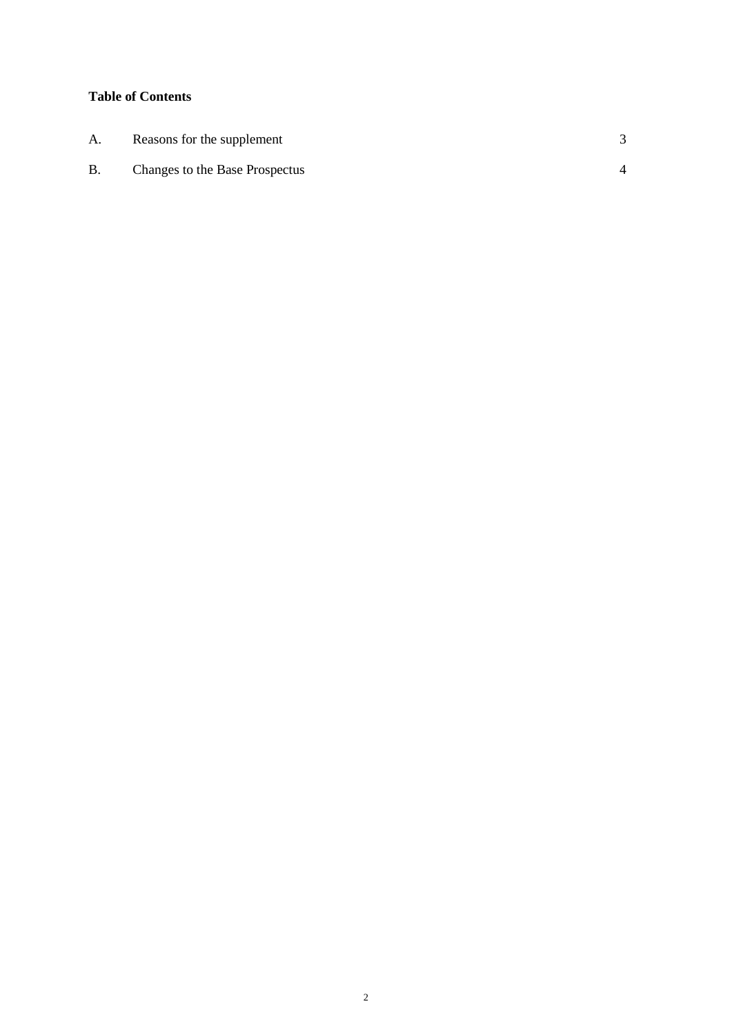**Table of Contents**

| | | |
|---|---|---|
| A. | Reasons for the supplement | 3 |
| B. | Changes to the Base Prospectus | 4 |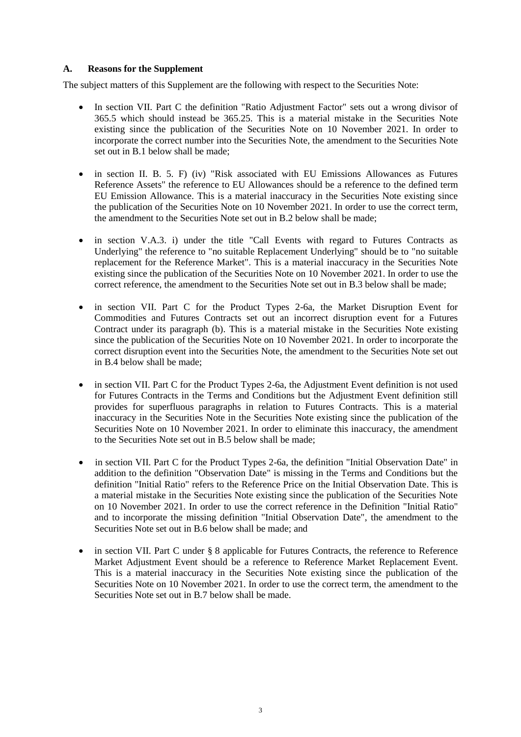## A. Reasons for the Supplement

The subject matters of this Supplement are the following with respect to the Securities Note:

- In section VII. Part C the definition "Ratio Adjustment Factor" sets out a wrong divisor of 365.5 which should instead be 365.25. This is a material mistake in the Securities Note existing since the publication of the Securities Note on 10 November 2021. In order to incorporate the correct number into the Securities Note, the amendment to the Securities Note set out in B.1 below shall be made;

- in section II. B. 5. F) (iv) "Risk associated with EU Emissions Allowances as Futures Reference Assets" the reference to EU Allowances should be a reference to the defined term EU Emission Allowance. This is a material inaccuracy in the Securities Note existing since the publication of the Securities Note on 10 November 2021. In order to use the correct term, the amendment to the Securities Note set out in B.2 below shall be made;

- in section V.A.3. i) under the title "Call Events with regard to Futures Contracts as Underlying" the reference to "no suitable Replacement Underlying" should be to "no suitable replacement for the Reference Market". This is a material inaccuracy in the Securities Note existing since the publication of the Securities Note on 10 November 2021. In order to use the correct reference, the amendment to the Securities Note set out in B.3 below shall be made;

- in section VII. Part C for the Product Types 2-6a, the Market Disruption Event for Commodities and Futures Contracts set out an incorrect disruption event for a Futures Contract under its paragraph (b). This is a material mistake in the Securities Note existing since the publication of the Securities Note on 10 November 2021. In order to incorporate the correct disruption event into the Securities Note, the amendment to the Securities Note set out in B.4 below shall be made;

- in section VII. Part C for the Product Types 2-6a, the Adjustment Event definition is not used for Futures Contracts in the Terms and Conditions but the Adjustment Event definition still provides for superfluous paragraphs in relation to Futures Contracts. This is a material inaccuracy in the Securities Note in the Securities Note existing since the publication of the Securities Note on 10 November 2021. In order to eliminate this inaccuracy, the amendment to the Securities Note set out in B.5 below shall be made;

- in section VII. Part C for the Product Types 2-6a, the definition "Initial Observation Date" in addition to the definition "Observation Date" is missing in the Terms and Conditions but the definition "Initial Ratio" refers to the Reference Price on the Initial Observation Date. This is a material mistake in the Securities Note existing since the publication of the Securities Note on 10 November 2021. In order to use the correct reference in the Definition "Initial Ratio" and to incorporate the missing definition "Initial Observation Date", the amendment to the Securities Note set out in B.6 below shall be made; and

- in section VII. Part C under § 8 applicable for Futures Contracts, the reference to Reference Market Adjustment Event should be a reference to Reference Market Replacement Event. This is a material inaccuracy in the Securities Note existing since the publication of the Securities Note on 10 November 2021. In order to use the correct term, the amendment to the Securities Note set out in B.7 below shall be made.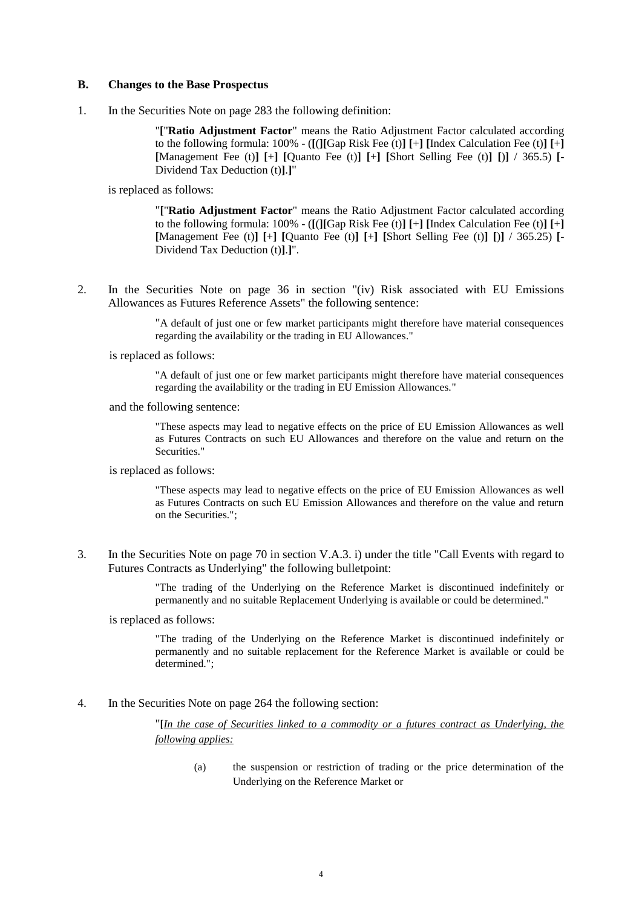## B. Changes to the Base Prospectus

1. In the Securities Note on page 283 the following definition:

   > "**[**"**Ratio Adjustment Factor**" means the Ratio Adjustment Factor calculated according to the following formula: 100% - (**[**(**][**Gap Risk Fee (t)**] [**+**] [**Index Calculation Fee (t)**] [**+**]** **[**Management Fee (t)**] [**+**] [**Quanto Fee (t)**] [**+**] [**Short Selling Fee (t)**] [**)**]** / 365.5) **[**- Dividend Tax Deduction (t)**]**.**]**"

   is replaced as follows:

   > "**[**"**Ratio Adjustment Factor**" means the Ratio Adjustment Factor calculated according to the following formula: 100% - (**[**(**][**Gap Risk Fee (t)**] [**+**] [**Index Calculation Fee (t)**] [**+**]** **[**Management Fee (t)**] [**+**] [**Quanto Fee (t)**] [**+**] [**Short Selling Fee (t)**] [**)**]** / 365.25) **[**- Dividend Tax Deduction (t)**]**.**]**".

2. In the Securities Note on page 36 in section "(iv) Risk associated with EU Emissions Allowances as Futures Reference Assets" the following sentence:

   > "A default of just one or few market participants might therefore have material consequences regarding the availability or the trading in EU Allowances."

   is replaced as follows:

   > "A default of just one or few market participants might therefore have material consequences regarding the availability or the trading in EU Emission Allowances."

   and the following sentence:

   > "These aspects may lead to negative effects on the price of EU Emission Allowances as well as Futures Contracts on such EU Allowances and therefore on the value and return on the Securities."

   is replaced as follows:

   > "These aspects may lead to negative effects on the price of EU Emission Allowances as well as Futures Contracts on such EU Emission Allowances and therefore on the value and return on the Securities.";

3. In the Securities Note on page 70 in section V.A.3. i) under the title "Call Events with regard to Futures Contracts as Underlying" the following bulletpoint:

   > "The trading of the Underlying on the Reference Market is discontinued indefinitely or permanently and no suitable Replacement Underlying is available or could be determined."

   is replaced as follows:

   > "The trading of the Underlying on the Reference Market is discontinued indefinitely or permanently and no suitable replacement for the Reference Market is available or could be determined.";

4. In the Securities Note on page 264 the following section:

   > "**[**<u>*In the case of Securities linked to a commodity or a futures contract as Underlying, the following applies:*</u>
   >
   > (a) the suspension or restriction of trading or the price determination of the Underlying on the Reference Market or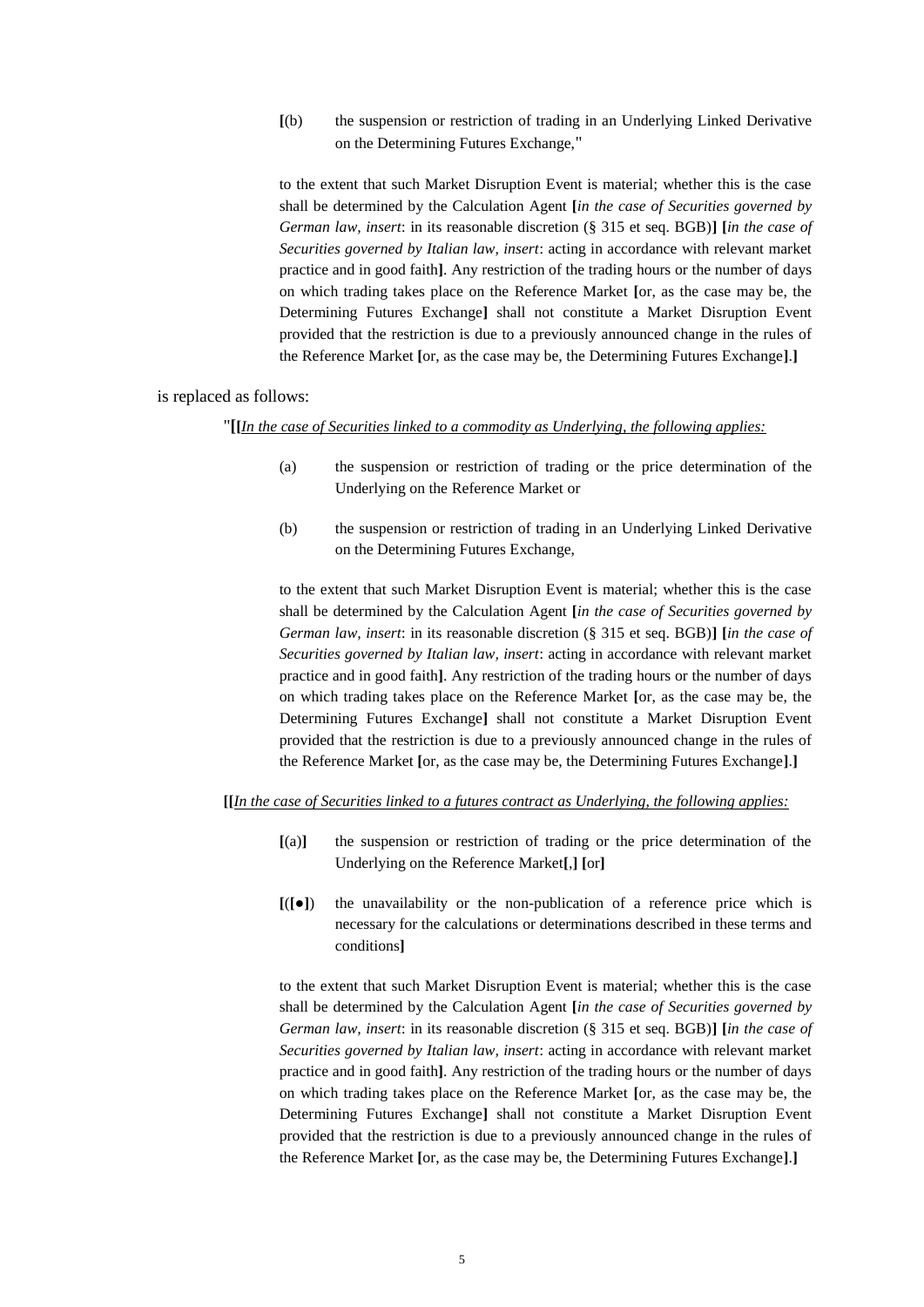**[**(b) the suspension or restriction of trading in an Underlying Linked Derivative on the Determining Futures Exchange,"

to the extent that such Market Disruption Event is material; whether this is the case shall be determined by the Calculation Agent **[***in the case of Securities governed by German law, insert*: in its reasonable discretion (§ 315 et seq. BGB)**]** **[***in the case of Securities governed by Italian law, insert*: acting in accordance with relevant market practice and in good faith**]**. Any restriction of the trading hours or the number of days on which trading takes place on the Reference Market **[**or, as the case may be, the Determining Futures Exchange**]** shall not constitute a Market Disruption Event provided that the restriction is due to a previously announced change in the rules of the Reference Market **[**or, as the case may be, the Determining Futures Exchange**]**.**]**

is replaced as follows:

"**[[***In the case of Securities linked to a commodity as Underlying, the following applies:*

(a) the suspension or restriction of trading or the price determination of the Underlying on the Reference Market or

(b) the suspension or restriction of trading in an Underlying Linked Derivative on the Determining Futures Exchange,

to the extent that such Market Disruption Event is material; whether this is the case shall be determined by the Calculation Agent **[***in the case of Securities governed by German law, insert*: in its reasonable discretion (§ 315 et seq. BGB)**]** **[***in the case of Securities governed by Italian law, insert*: acting in accordance with relevant market practice and in good faith**]**. Any restriction of the trading hours or the number of days on which trading takes place on the Reference Market **[**or, as the case may be, the Determining Futures Exchange**]** shall not constitute a Market Disruption Event provided that the restriction is due to a previously announced change in the rules of the Reference Market **[**or, as the case may be, the Determining Futures Exchange**]**.**]**

**[[***In the case of Securities linked to a futures contract as Underlying, the following applies:*

**[**(a)**]** the suspension or restriction of trading or the price determination of the Underlying on the Reference Market**[**,**]** **[**or**]**

**[**(**[**●**]**) the unavailability or the non-publication of a reference price which is necessary for the calculations or determinations described in these terms and conditions**]**

to the extent that such Market Disruption Event is material; whether this is the case shall be determined by the Calculation Agent **[***in the case of Securities governed by German law, insert*: in its reasonable discretion (§ 315 et seq. BGB)**]** **[***in the case of Securities governed by Italian law, insert*: acting in accordance with relevant market practice and in good faith**]**. Any restriction of the trading hours or the number of days on which trading takes place on the Reference Market **[**or, as the case may be, the Determining Futures Exchange**]** shall not constitute a Market Disruption Event provided that the restriction is due to a previously announced change in the rules of the Reference Market **[**or, as the case may be, the Determining Futures Exchange**]**.**]**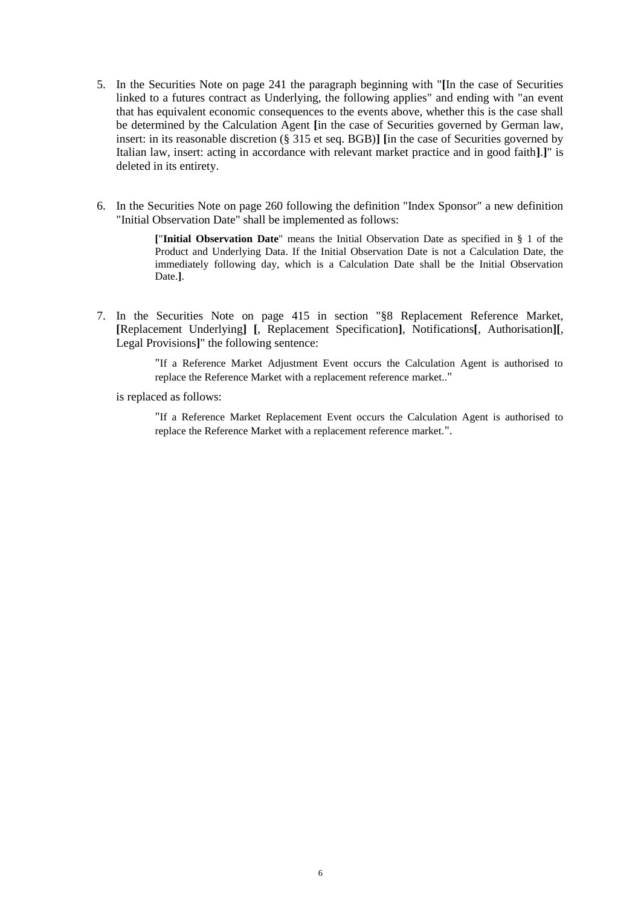5. In the Securities Note on page 241 the paragraph beginning with "**[**In the case of Securities linked to a futures contract as Underlying, the following applies" and ending with "an event that has equivalent economic consequences to the events above, whether this is the case shall be determined by the Calculation Agent **[**in the case of Securities governed by German law, insert: in its reasonable discretion (§ 315 et seq. BGB)**]** **[**in the case of Securities governed by Italian law, insert: acting in accordance with relevant market practice and in good faith**]**.**]**" is deleted in its entirety.

6. In the Securities Note on page 260 following the definition "Index Sponsor" a new definition "Initial Observation Date" shall be implemented as follows:

   > **[**"**Initial Observation Date**" means the Initial Observation Date as specified in § 1 of the Product and Underlying Data. If the Initial Observation Date is not a Calculation Date, the immediately following day, which is a Calculation Date shall be the Initial Observation Date.**]**.

7. In the Securities Note on page 415 in section "§8 Replacement Reference Market, **[**Replacement Underlying**]** **[**, Replacement Specification**]**, Notifications**[**, Authorisation**][**, Legal Provisions**]**" the following sentence:

   > "If a Reference Market Adjustment Event occurs the Calculation Agent is authorised to replace the Reference Market with a replacement reference market.."

   is replaced as follows:

   > "If a Reference Market Replacement Event occurs the Calculation Agent is authorised to replace the Reference Market with a replacement reference market.".